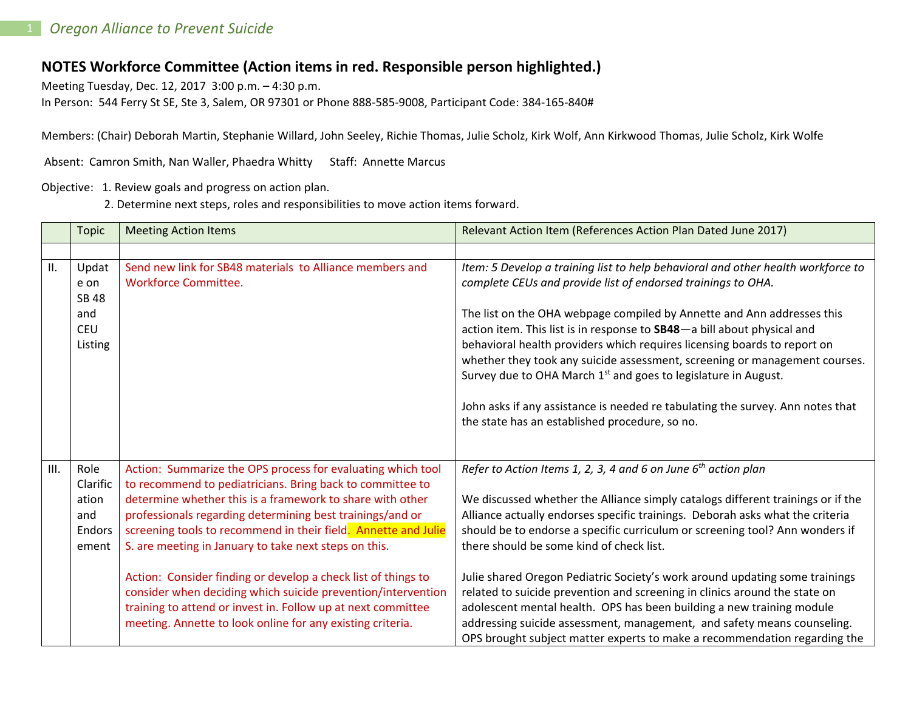## NOTES Workforce Committee (Action items in red. Responsible person highlighted.)

Meeting Tuesday, Dec. 12, 2017 3:00 p.m. – 4:30 p.m.
In Person: 544 Ferry St SE, Ste 3, Salem, OR 97301 or Phone 888-585-9008, Participant Code: 384-165-840#

Members: (Chair) Deborah Martin, Stephanie Willard, John Seeley, Richie Thomas, Julie Scholz, Kirk Wolf, Ann Kirkwood Thomas, Julie Scholz, Kirk Wolfe

Absent: Camron Smith, Nan Waller, Phaedra Whitty Staff: Annette Marcus

Objective: 1. Review goals and progress on action plan.
2. Determine next steps, roles and responsibilities to move action items forward.

| | Topic | Meeting Action Items | Relevant Action Item (References Action Plan Dated June 2017) |
|---|---|---|---|
| | | | |
| II. | Update on SB 48 and CEU Listing | Send new link for SB48 materials to Alliance members and Workforce Committee. | *Item: 5 Develop a training list to help behavioral and other health workforce to complete CEUs and provide list of endorsed trainings to OHA.*<br><br>The list on the OHA webpage compiled by Annette and Ann addresses this action item. This list is in response to **SB48**—a bill about physical and behavioral health providers which requires licensing boards to report on whether they took any suicide assessment, screening or management courses. Survey due to OHA March 1st and goes to legislature in August.<br><br>John asks if any assistance is needed re tabulating the survey. Ann notes that the state has an established procedure, so no. |
| III. | Role Clarification and Endorsement | Action: Summarize the OPS process for evaluating which tool to recommend to pediatricians. Bring back to committee to determine whether this is a framework to share with other professionals regarding determining best trainings/and or screening tools to recommend in their field. **Annette and Julie S. are meeting in January to take next steps on this.**<br><br>Action: Consider finding or develop a check list of things to consider when deciding which suicide prevention/intervention training to attend or invest in. Follow up at next committee meeting. Annette to look online for any existing criteria. | *Refer to Action Items 1, 2, 3, 4 and 6 on June 6th action plan*<br><br>We discussed whether the Alliance simply catalogs different trainings or if the Alliance actually endorses specific trainings. Deborah asks what the criteria should be to endorse a specific curriculum or screening tool? Ann wonders if there should be some kind of check list.<br><br>Julie shared Oregon Pediatric Society's work around updating some trainings related to suicide prevention and screening in clinics around the state on adolescent mental health. OPS has been building a new training module addressing suicide assessment, management, and safety means counseling. OPS brought subject matter experts to make a recommendation regarding the |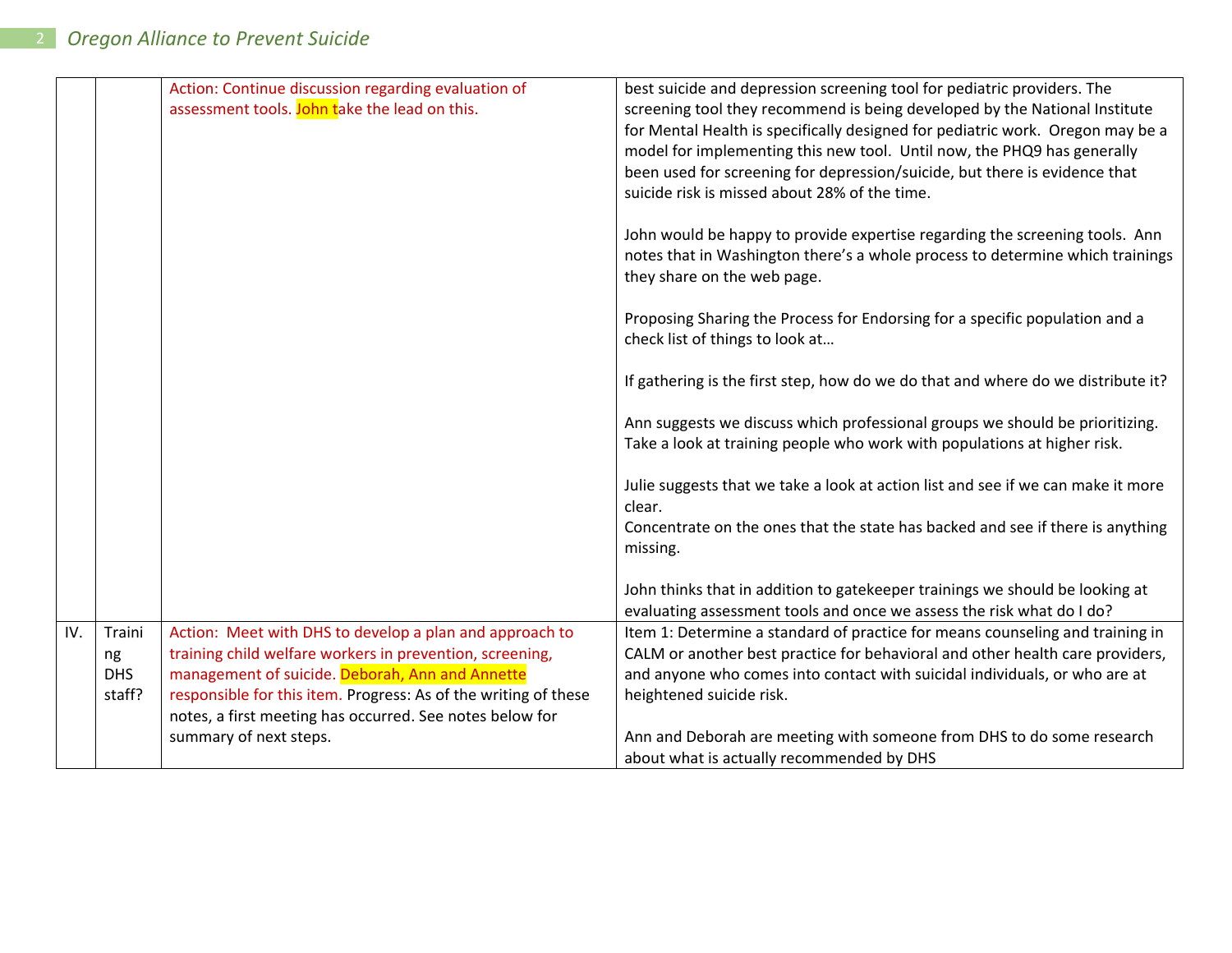|  |  |  |  |
|---|---|---|---|
|  |  | Action: Continue discussion regarding evaluation of assessment tools. John take the lead on this. | best suicide and depression screening tool for pediatric providers. The screening tool they recommend is being developed by the National Institute for Mental Health is specifically designed for pediatric work. Oregon may be a model for implementing this new tool. Until now, the PHQ9 has generally been used for screening for depression/suicide, but there is evidence that suicide risk is missed about 28% of the time.<br><br>John would be happy to provide expertise regarding the screening tools. Ann notes that in Washington there's a whole process to determine which trainings they share on the web page.<br><br>Proposing Sharing the Process for Endorsing for a specific population and a check list of things to look at…<br><br>If gathering is the first step, how do we do that and where do we distribute it?<br><br>Ann suggests we discuss which professional groups we should be prioritizing. Take a look at training people who work with populations at higher risk.<br><br>Julie suggests that we take a look at action list and see if we can make it more clear.<br>Concentrate on the ones that the state has backed and see if there is anything missing.<br><br>John thinks that in addition to gatekeeper trainings we should be looking at evaluating assessment tools and once we assess the risk what do I do? |
| IV. | Training DHS staff? | Action: Meet with DHS to develop a plan and approach to training child welfare workers in prevention, screening, management of suicide. Deborah, Ann and Annette responsible for this item. Progress: As of the writing of these notes, a first meeting has occurred. See notes below for summary of next steps. | Item 1: Determine a standard of practice for means counseling and training in CALM or another best practice for behavioral and other health care providers, and anyone who comes into contact with suicidal individuals, or who are at heightened suicide risk.<br><br>Ann and Deborah are meeting with someone from DHS to do some research about what is actually recommended by DHS |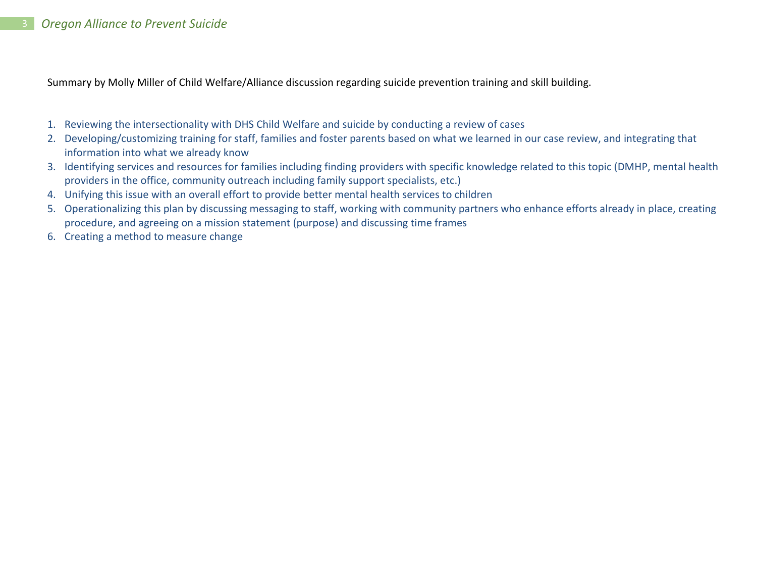Summary by Molly Miller of Child Welfare/Alliance discussion regarding suicide prevention training and skill building.

1. Reviewing the intersectionality with DHS Child Welfare and suicide by conducting a review of cases
2. Developing/customizing training for staff, families and foster parents based on what we learned in our case review, and integrating that information into what we already know
3. Identifying services and resources for families including finding providers with specific knowledge related to this topic (DMHP, mental health providers in the office, community outreach including family support specialists, etc.)
4. Unifying this issue with an overall effort to provide better mental health services to children
5. Operationalizing this plan by discussing messaging to staff, working with community partners who enhance efforts already in place, creating procedure, and agreeing on a mission statement (purpose) and discussing time frames
6. Creating a method to measure change